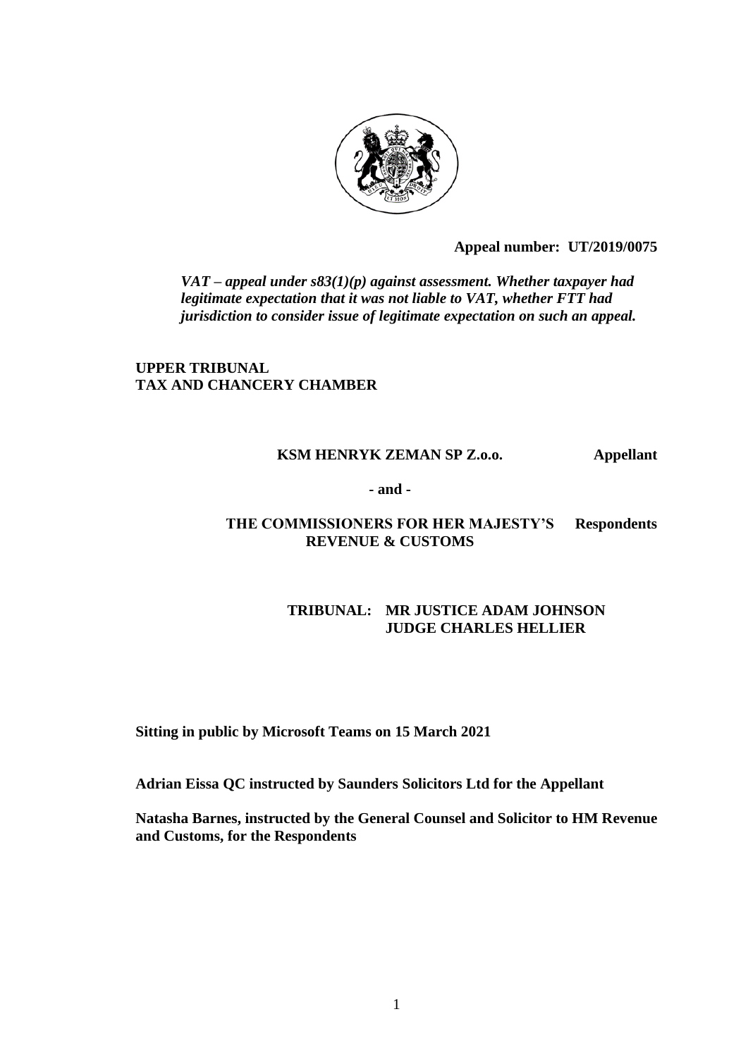**Appeal number: UT/2019/0075**

*VAT – appeal under s83(1)(p) against assessment. Whether taxpayer had legitimate expectation that it was not liable to VAT, whether FTT had jurisdiction to consider issue of legitimate expectation on such an appeal.*

**UPPER TRIBUNAL**
**TAX AND CHANCERY CHAMBER**

**KSM HENRYK ZEMAN SP Z.o.o.** **Appellant**

**- and -**

**THE COMMISSIONERS FOR HER MAJESTY'S REVENUE & CUSTOMS** **Respondents**

**TRIBUNAL: MR JUSTICE ADAM JOHNSON**
**JUDGE CHARLES HELLIER**

**Sitting in public by Microsoft Teams on 15 March 2021**

**Adrian Eissa QC instructed by Saunders Solicitors Ltd for the Appellant**

**Natasha Barnes, instructed by the General Counsel and Solicitor to HM Revenue and Customs, for the Respondents**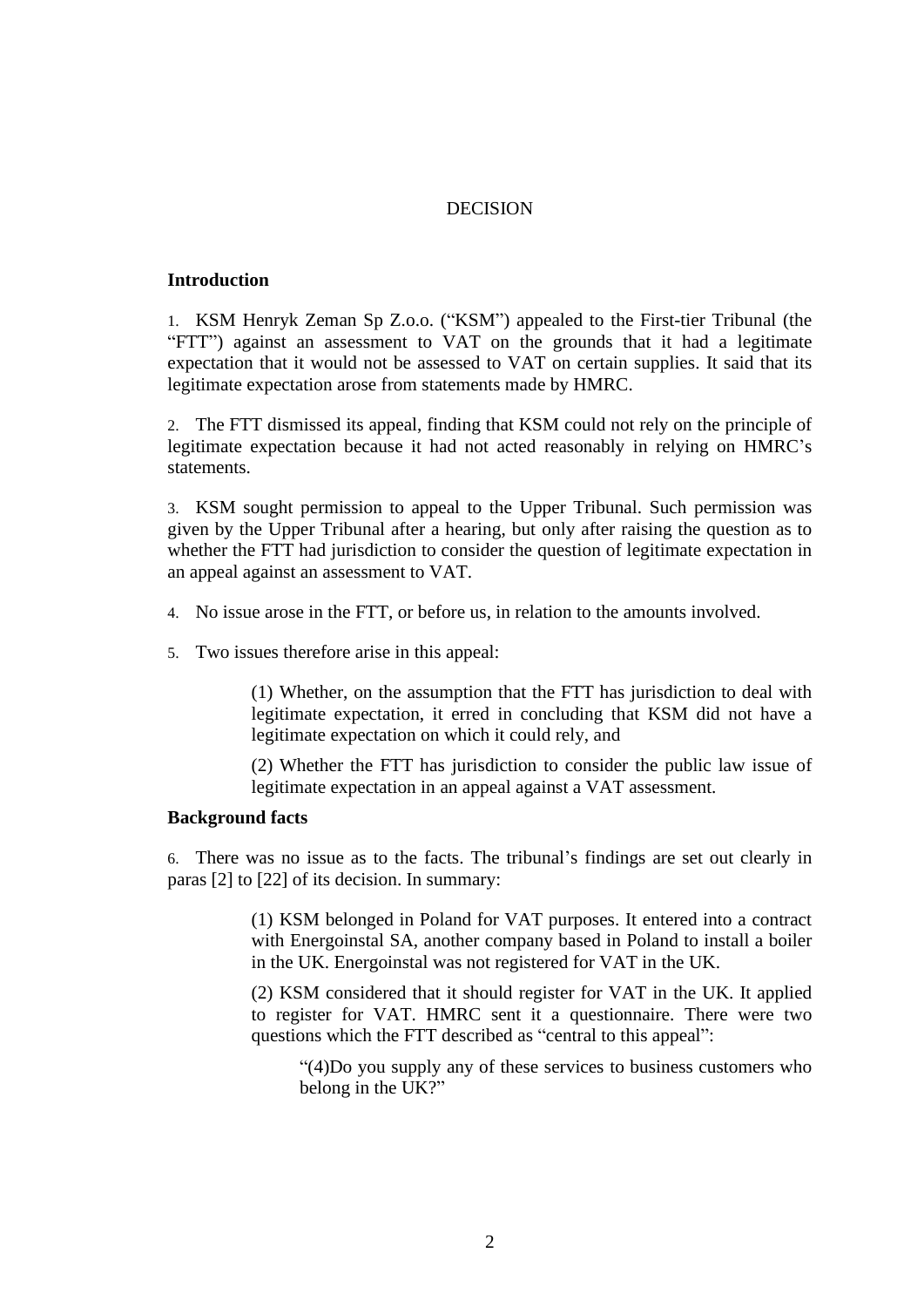DECISION

## Introduction

1. KSM Henryk Zeman Sp Z.o.o. ("KSM") appealed to the First-tier Tribunal (the "FTT") against an assessment to VAT on the grounds that it had a legitimate expectation that it would not be assessed to VAT on certain supplies. It said that its legitimate expectation arose from statements made by HMRC.

2. The FTT dismissed its appeal, finding that KSM could not rely on the principle of legitimate expectation because it had not acted reasonably in relying on HMRC's statements.

3. KSM sought permission to appeal to the Upper Tribunal. Such permission was given by the Upper Tribunal after a hearing, but only after raising the question as to whether the FTT had jurisdiction to consider the question of legitimate expectation in an appeal against an assessment to VAT.

4. No issue arose in the FTT, or before us, in relation to the amounts involved.

5. Two issues therefore arise in this appeal:

> (1) Whether, on the assumption that the FTT has jurisdiction to deal with legitimate expectation, it erred in concluding that KSM did not have a legitimate expectation on which it could rely, and
>
> (2) Whether the FTT has jurisdiction to consider the public law issue of legitimate expectation in an appeal against a VAT assessment.

## Background facts

6. There was no issue as to the facts. The tribunal's findings are set out clearly in paras [2] to [22] of its decision. In summary:

> (1) KSM belonged in Poland for VAT purposes. It entered into a contract with Energoinstal SA, another company based in Poland to install a boiler in the UK. Energoinstal was not registered for VAT in the UK.
>
> (2) KSM considered that it should register for VAT in the UK. It applied to register for VAT. HMRC sent it a questionnaire. There were two questions which the FTT described as "central to this appeal":
>
> > "(4)Do you supply any of these services to business customers who belong in the UK?"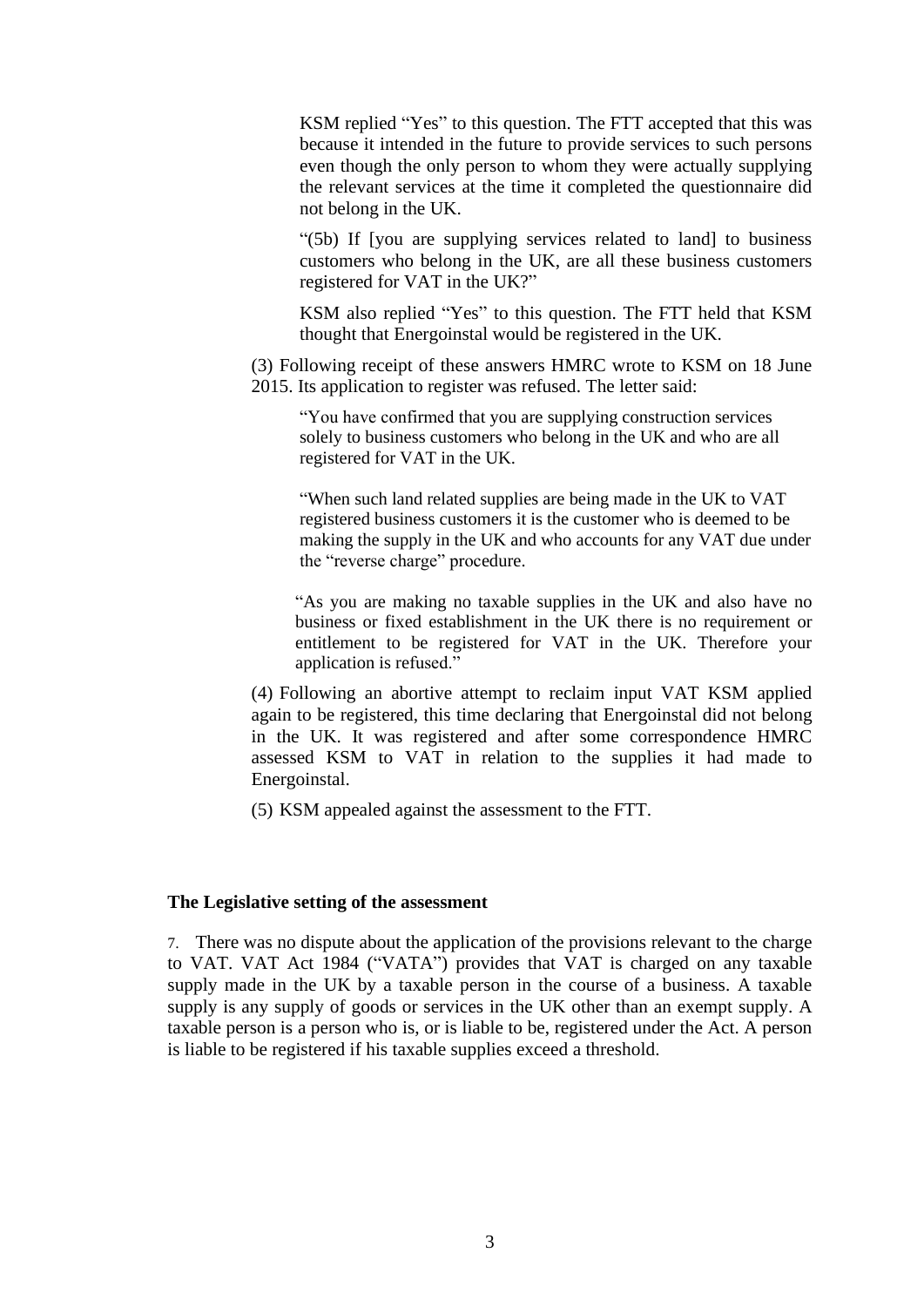KSM replied "Yes" to this question. The FTT accepted that this was because it intended in the future to provide services to such persons even though the only person to whom they were actually supplying the relevant services at the time it completed the questionnaire did not belong in the UK.

> "(5b) If [you are supplying services related to land] to business customers who belong in the UK, are all these business customers registered for VAT in the UK?"

KSM also replied "Yes" to this question. The FTT held that KSM thought that Energoinstal would be registered in the UK.

(3) Following receipt of these answers HMRC wrote to KSM on 18 June 2015. Its application to register was refused. The letter said:

> "You have confirmed that you are supplying construction services solely to business customers who belong in the UK and who are all registered for VAT in the UK.
>
> "When such land related supplies are being made in the UK to VAT registered business customers it is the customer who is deemed to be making the supply in the UK and who accounts for any VAT due under the "reverse charge" procedure.
>
> "As you are making no taxable supplies in the UK and also have no business or fixed establishment in the UK there is no requirement or entitlement to be registered for VAT in the UK. Therefore your application is refused."

(4) Following an abortive attempt to reclaim input VAT KSM applied again to be registered, this time declaring that Energoinstal did not belong in the UK. It was registered and after some correspondence HMRC assessed KSM to VAT in relation to the supplies it had made to Energoinstal.

(5) KSM appealed against the assessment to the FTT.

**The Legislative setting of the assessment**

7. There was no dispute about the application of the provisions relevant to the charge to VAT. VAT Act 1984 ("VATA") provides that VAT is charged on any taxable supply made in the UK by a taxable person in the course of a business. A taxable supply is any supply of goods or services in the UK other than an exempt supply. A taxable person is a person who is, or is liable to be, registered under the Act. A person is liable to be registered if his taxable supplies exceed a threshold.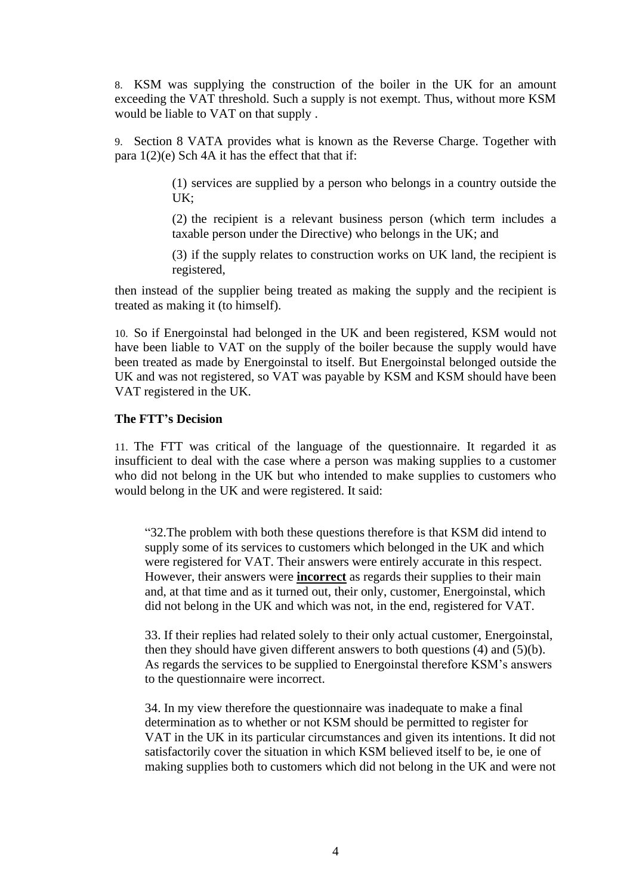8. KSM was supplying the construction of the boiler in the UK for an amount exceeding the VAT threshold. Such a supply is not exempt. Thus, without more KSM would be liable to VAT on that supply .

9. Section 8 VATA provides what is known as the Reverse Charge. Together with para 1(2)(e) Sch 4A it has the effect that that if:

> (1) services are supplied by a person who belongs in a country outside the UK;
>
> (2) the recipient is a relevant business person (which term includes a taxable person under the Directive) who belongs in the UK; and
>
> (3) if the supply relates to construction works on UK land, the recipient is registered,

then instead of the supplier being treated as making the supply and the recipient is treated as making it (to himself).

10. So if Energoinstal had belonged in the UK and been registered, KSM would not have been liable to VAT on the supply of the boiler because the supply would have been treated as made by Energoinstal to itself. But Energoinstal belonged outside the UK and was not registered, so VAT was payable by KSM and KSM should have been VAT registered in the UK.

### The FTT's Decision

11. The FTT was critical of the language of the questionnaire. It regarded it as insufficient to deal with the case where a person was making supplies to a customer who did not belong in the UK but who intended to make supplies to customers who would belong in the UK and were registered. It said:

> "32.The problem with both these questions therefore is that KSM did intend to supply some of its services to customers which belonged in the UK and which were registered for VAT. Their answers were entirely accurate in this respect. However, their answers were **incorrect** as regards their supplies to their main and, at that time and as it turned out, their only, customer, Energoinstal, which did not belong in the UK and which was not, in the end, registered for VAT.
>
> 33. If their replies had related solely to their only actual customer, Energoinstal, then they should have given different answers to both questions (4) and (5)(b). As regards the services to be supplied to Energoinstal therefore KSM's answers to the questionnaire were incorrect.
>
> 34. In my view therefore the questionnaire was inadequate to make a final determination as to whether or not KSM should be permitted to register for VAT in the UK in its particular circumstances and given its intentions. It did not satisfactorily cover the situation in which KSM believed itself to be, ie one of making supplies both to customers which did not belong in the UK and were not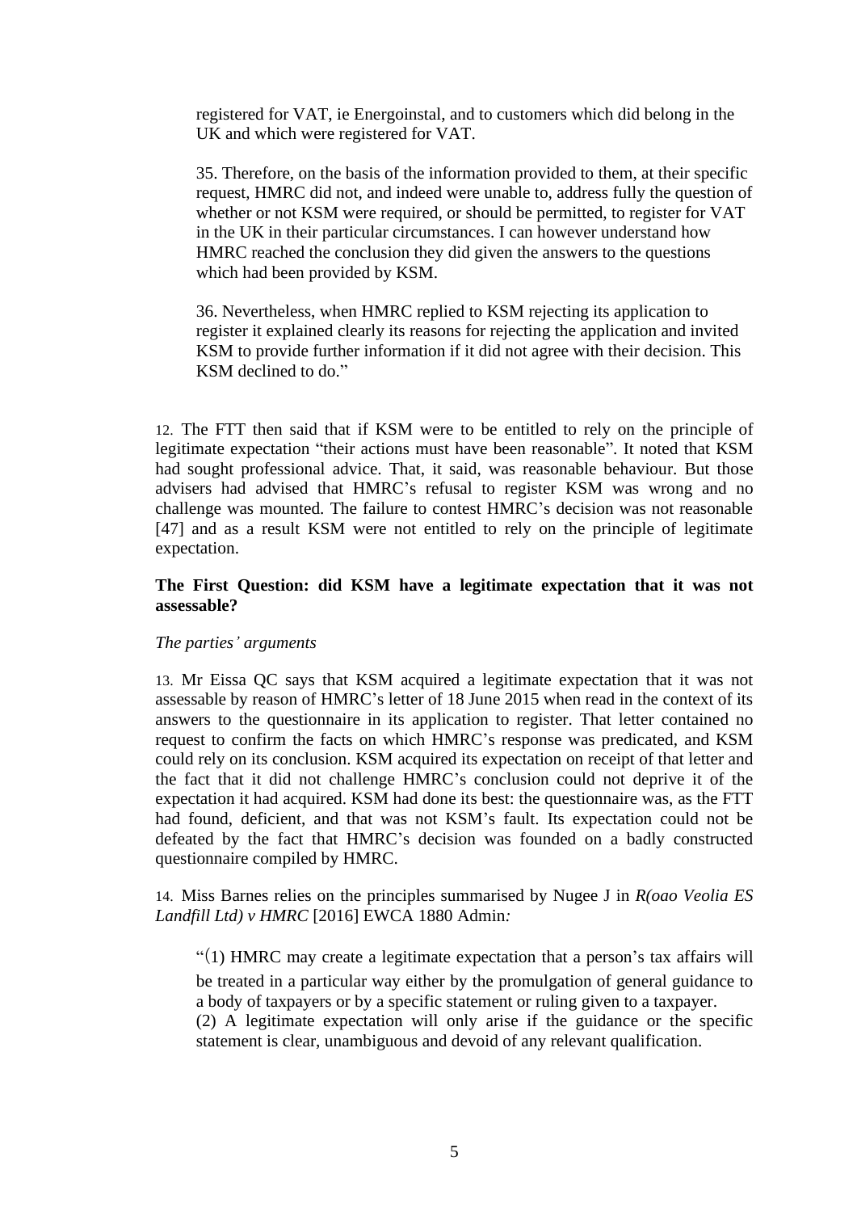> registered for VAT, ie Energoinstal, and to customers which did belong in the UK and which were registered for VAT.
>
> 35. Therefore, on the basis of the information provided to them, at their specific request, HMRC did not, and indeed were unable to, address fully the question of whether or not KSM were required, or should be permitted, to register for VAT in the UK in their particular circumstances. I can however understand how HMRC reached the conclusion they did given the answers to the questions which had been provided by KSM.
>
> 36. Nevertheless, when HMRC replied to KSM rejecting its application to register it explained clearly its reasons for rejecting the application and invited KSM to provide further information if it did not agree with their decision. This KSM declined to do."

12. The FTT then said that if KSM were to be entitled to rely on the principle of legitimate expectation "their actions must have been reasonable". It noted that KSM had sought professional advice. That, it said, was reasonable behaviour. But those advisers had advised that HMRC's refusal to register KSM was wrong and no challenge was mounted. The failure to contest HMRC's decision was not reasonable [47] and as a result KSM were not entitled to rely on the principle of legitimate expectation.

### The First Question: did KSM have a legitimate expectation that it was not assessable?

*The parties' arguments*

13. Mr Eissa QC says that KSM acquired a legitimate expectation that it was not assessable by reason of HMRC's letter of 18 June 2015 when read in the context of its answers to the questionnaire in its application to register. That letter contained no request to confirm the facts on which HMRC's response was predicated, and KSM could rely on its conclusion. KSM acquired its expectation on receipt of that letter and the fact that it did not challenge HMRC's conclusion could not deprive it of the expectation it had acquired. KSM had done its best: the questionnaire was, as the FTT had found, deficient, and that was not KSM's fault. Its expectation could not be defeated by the fact that HMRC's decision was founded on a badly constructed questionnaire compiled by HMRC.

14. Miss Barnes relies on the principles summarised by Nugee J in *R(oao Veolia ES Landfill Ltd) v HMRC* [2016] EWCA 1880 Admin*:*

> "(1) HMRC may create a legitimate expectation that a person's tax affairs will be treated in a particular way either by the promulgation of general guidance to a body of taxpayers or by a specific statement or ruling given to a taxpayer.
> (2) A legitimate expectation will only arise if the guidance or the specific statement is clear, unambiguous and devoid of any relevant qualification.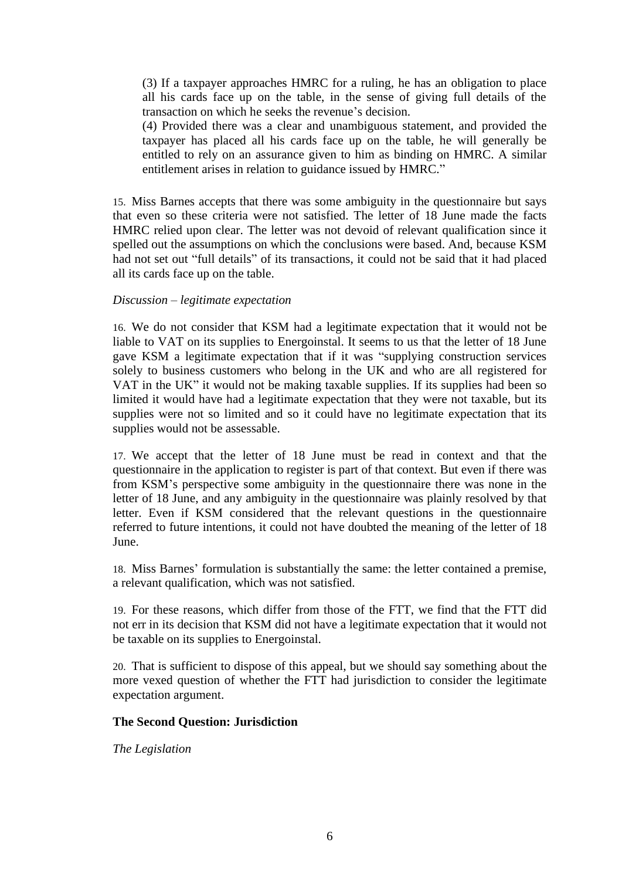> (3) If a taxpayer approaches HMRC for a ruling, he has an obligation to place all his cards face up on the table, in the sense of giving full details of the transaction on which he seeks the revenue's decision.
>
> (4) Provided there was a clear and unambiguous statement, and provided the taxpayer has placed all his cards face up on the table, he will generally be entitled to rely on an assurance given to him as binding on HMRC. A similar entitlement arises in relation to guidance issued by HMRC."

15. Miss Barnes accepts that there was some ambiguity in the questionnaire but says that even so these criteria were not satisfied. The letter of 18 June made the facts HMRC relied upon clear. The letter was not devoid of relevant qualification since it spelled out the assumptions on which the conclusions were based. And, because KSM had not set out "full details" of its transactions, it could not be said that it had placed all its cards face up on the table.

*Discussion – legitimate expectation*

16. We do not consider that KSM had a legitimate expectation that it would not be liable to VAT on its supplies to Energoinstal. It seems to us that the letter of 18 June gave KSM a legitimate expectation that if it was "supplying construction services solely to business customers who belong in the UK and who are all registered for VAT in the UK" it would not be making taxable supplies. If its supplies had been so limited it would have had a legitimate expectation that they were not taxable, but its supplies were not so limited and so it could have no legitimate expectation that its supplies would not be assessable.

17. We accept that the letter of 18 June must be read in context and that the questionnaire in the application to register is part of that context. But even if there was from KSM's perspective some ambiguity in the questionnaire there was none in the letter of 18 June, and any ambiguity in the questionnaire was plainly resolved by that letter. Even if KSM considered that the relevant questions in the questionnaire referred to future intentions, it could not have doubted the meaning of the letter of 18 June.

18. Miss Barnes' formulation is substantially the same: the letter contained a premise, a relevant qualification, which was not satisfied.

19. For these reasons, which differ from those of the FTT, we find that the FTT did not err in its decision that KSM did not have a legitimate expectation that it would not be taxable on its supplies to Energoinstal.

20. That is sufficient to dispose of this appeal, but we should say something about the more vexed question of whether the FTT had jurisdiction to consider the legitimate expectation argument.

## The Second Question: Jurisdiction

*The Legislation*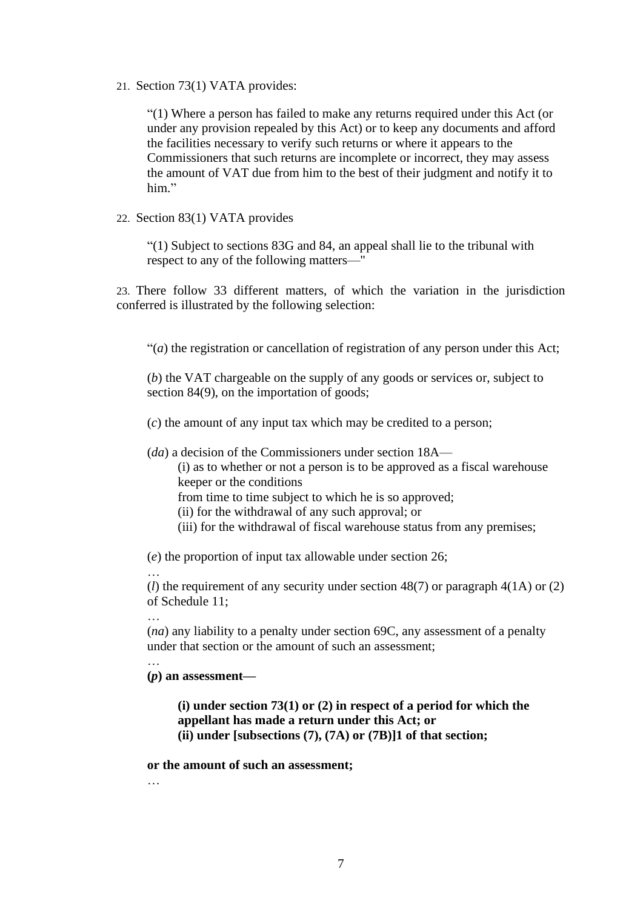21. Section 73(1) VATA provides:

> "(1) Where a person has failed to make any returns required under this Act (or under any provision repealed by this Act) or to keep any documents and afford the facilities necessary to verify such returns or where it appears to the Commissioners that such returns are incomplete or incorrect, they may assess the amount of VAT due from him to the best of their judgment and notify it to him."

22. Section 83(1) VATA provides

> "(1) Subject to sections 83G and 84, an appeal shall lie to the tribunal with respect to any of the following matters—"

23. There follow 33 different matters, of which the variation in the jurisdiction conferred is illustrated by the following selection:

> "(*a*) the registration or cancellation of registration of any person under this Act;
>
> (*b*) the VAT chargeable on the supply of any goods or services or, subject to section 84(9), on the importation of goods;
>
> (*c*) the amount of any input tax which may be credited to a person;
>
> (*da*) a decision of the Commissioners under section 18A—
>
> (i) as to whether or not a person is to be approved as a fiscal warehouse keeper or the conditions
> from time to time subject to which he is so approved;
> (ii) for the withdrawal of any such approval; or
> (iii) for the withdrawal of fiscal warehouse status from any premises;
>
> (*e*) the proportion of input tax allowable under section 26;
>
> …
>
> (*l*) the requirement of any security under section 48(7) or paragraph 4(1A) or (2) of Schedule 11;
>
> …
>
> (*na*) any liability to a penalty under section 69C, any assessment of a penalty under that section or the amount of such an assessment;
>
> …
>
> **(*p*) an assessment—**
>
> **(i) under section 73(1) or (2) in respect of a period for which the appellant has made a return under this Act; or**
> **(ii) under [subsections (7), (7A) or (7B)]1 of that section;**
>
> **or the amount of such an assessment;**
>
> …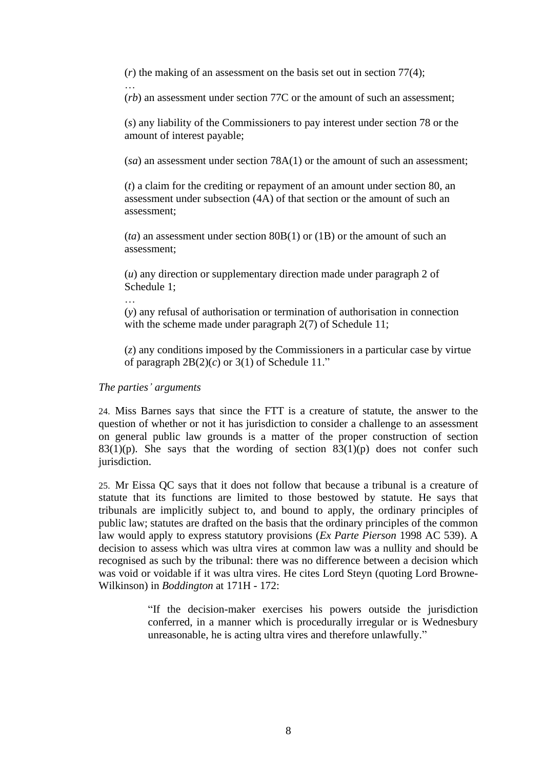(*r*) the making of an assessment on the basis set out in section 77(4);

…

(*rb*) an assessment under section 77C or the amount of such an assessment;

(*s*) any liability of the Commissioners to pay interest under section 78 or the amount of interest payable;

(*sa*) an assessment under section 78A(1) or the amount of such an assessment;

(*t*) a claim for the crediting or repayment of an amount under section 80, an assessment under subsection (4A) of that section or the amount of such an assessment;

(*ta*) an assessment under section 80B(1) or (1B) or the amount of such an assessment;

(*u*) any direction or supplementary direction made under paragraph 2 of Schedule 1;

…

(*y*) any refusal of authorisation or termination of authorisation in connection with the scheme made under paragraph 2(7) of Schedule 11;

(*z*) any conditions imposed by the Commissioners in a particular case by virtue of paragraph 2B(2)(*c*) or 3(1) of Schedule 11."

*The parties' arguments*

24. Miss Barnes says that since the FTT is a creature of statute, the answer to the question of whether or not it has jurisdiction to consider a challenge to an assessment on general public law grounds is a matter of the proper construction of section 83(1)(p). She says that the wording of section 83(1)(p) does not confer such jurisdiction.

25. Mr Eissa QC says that it does not follow that because a tribunal is a creature of statute that its functions are limited to those bestowed by statute. He says that tribunals are implicitly subject to, and bound to apply, the ordinary principles of public law; statutes are drafted on the basis that the ordinary principles of the common law would apply to express statutory provisions (*Ex Parte Pierson* 1998 AC 539). A decision to assess which was ultra vires at common law was a nullity and should be recognised as such by the tribunal: there was no difference between a decision which was void or voidable if it was ultra vires. He cites Lord Steyn (quoting Lord Browne-Wilkinson) in *Boddington* at 171H - 172:

> "If the decision-maker exercises his powers outside the jurisdiction conferred, in a manner which is procedurally irregular or is Wednesbury unreasonable, he is acting ultra vires and therefore unlawfully."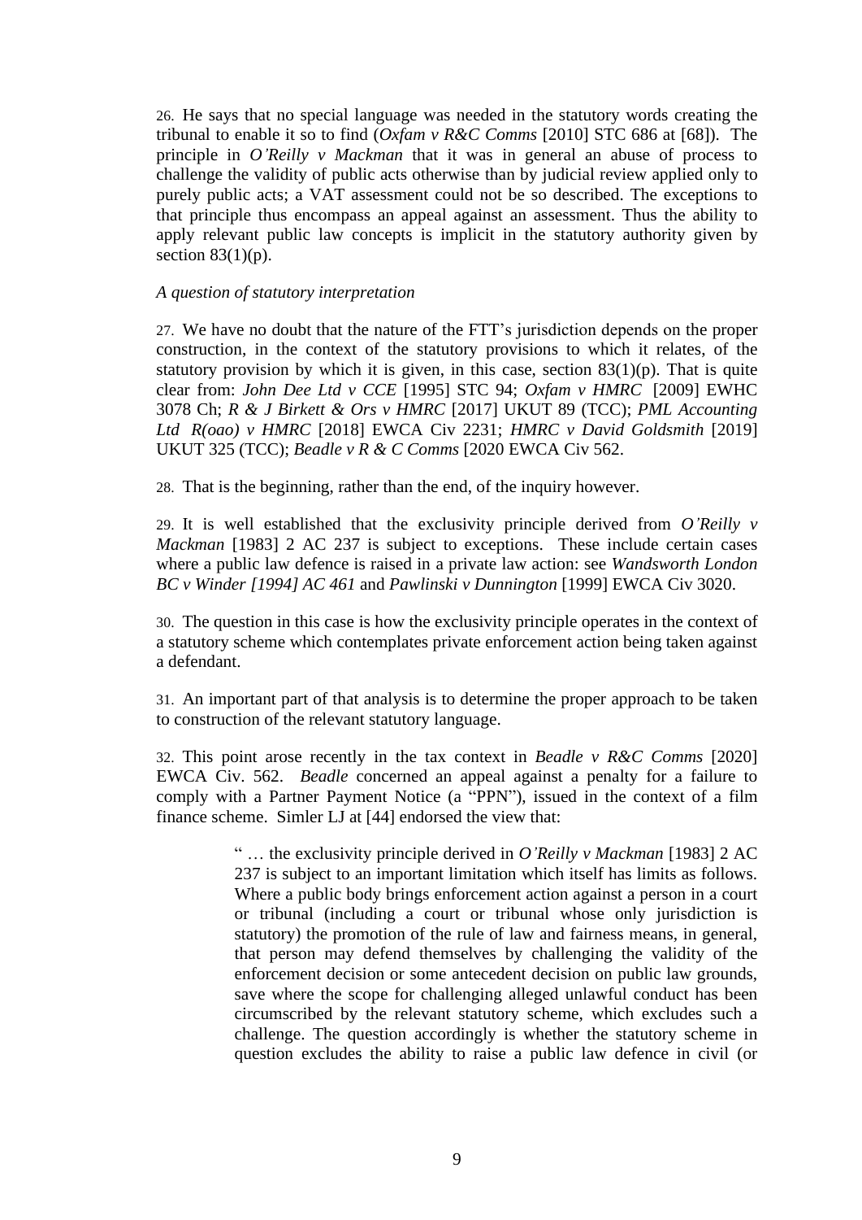26. He says that no special language was needed in the statutory words creating the tribunal to enable it so to find (*Oxfam v R&C Comms* [2010] STC 686 at [68]). The principle in *O'Reilly v Mackman* that it was in general an abuse of process to challenge the validity of public acts otherwise than by judicial review applied only to purely public acts; a VAT assessment could not be so described. The exceptions to that principle thus encompass an appeal against an assessment. Thus the ability to apply relevant public law concepts is implicit in the statutory authority given by section 83(1)(p).

*A question of statutory interpretation*

27. We have no doubt that the nature of the FTT's jurisdiction depends on the proper construction, in the context of the statutory provisions to which it relates, of the statutory provision by which it is given, in this case, section 83(1)(p). That is quite clear from: *John Dee Ltd v CCE* [1995] STC 94; *Oxfam v HMRC* [2009] EWHC 3078 Ch; *R & J Birkett & Ors v HMRC* [2017] UKUT 89 (TCC); *PML Accounting Ltd R(oao) v HMRC* [2018] EWCA Civ 2231; *HMRC v David Goldsmith* [2019] UKUT 325 (TCC); *Beadle v R & C Comms* [2020 EWCA Civ 562.

28. That is the beginning, rather than the end, of the inquiry however.

29. It is well established that the exclusivity principle derived from *O'Reilly v Mackman* [1983] 2 AC 237 is subject to exceptions. These include certain cases where a public law defence is raised in a private law action: see *Wandsworth London BC v Winder [1994] AC 461* and *Pawlinski v Dunnington* [1999] EWCA Civ 3020.

30. The question in this case is how the exclusivity principle operates in the context of a statutory scheme which contemplates private enforcement action being taken against a defendant.

31. An important part of that analysis is to determine the proper approach to be taken to construction of the relevant statutory language.

32. This point arose recently in the tax context in *Beadle v R&C Comms* [2020] EWCA Civ. 562. *Beadle* concerned an appeal against a penalty for a failure to comply with a Partner Payment Notice (a "PPN"), issued in the context of a film finance scheme. Simler LJ at [44] endorsed the view that:

> " … the exclusivity principle derived in *O'Reilly v Mackman* [1983] 2 AC 237 is subject to an important limitation which itself has limits as follows. Where a public body brings enforcement action against a person in a court or tribunal (including a court or tribunal whose only jurisdiction is statutory) the promotion of the rule of law and fairness means, in general, that person may defend themselves by challenging the validity of the enforcement decision or some antecedent decision on public law grounds, save where the scope for challenging alleged unlawful conduct has been circumscribed by the relevant statutory scheme, which excludes such a challenge. The question accordingly is whether the statutory scheme in question excludes the ability to raise a public law defence in civil (or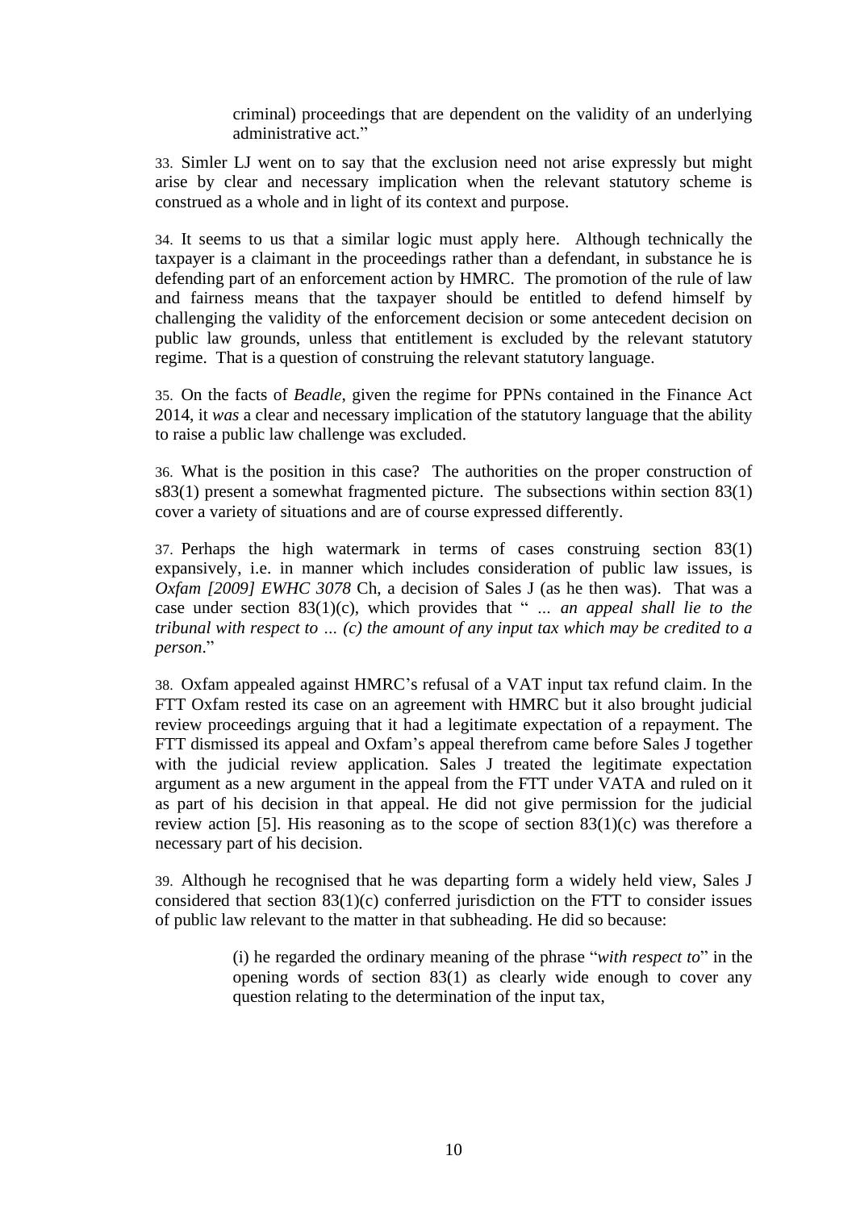> criminal) proceedings that are dependent on the validity of an underlying administrative act."

33. Simler LJ went on to say that the exclusion need not arise expressly but might arise by clear and necessary implication when the relevant statutory scheme is construed as a whole and in light of its context and purpose.

34. It seems to us that a similar logic must apply here. Although technically the taxpayer is a claimant in the proceedings rather than a defendant, in substance he is defending part of an enforcement action by HMRC. The promotion of the rule of law and fairness means that the taxpayer should be entitled to defend himself by challenging the validity of the enforcement decision or some antecedent decision on public law grounds, unless that entitlement is excluded by the relevant statutory regime. That is a question of construing the relevant statutory language.

35. On the facts of *Beadle*, given the regime for PPNs contained in the Finance Act 2014, it *was* a clear and necessary implication of the statutory language that the ability to raise a public law challenge was excluded.

36. What is the position in this case? The authorities on the proper construction of s83(1) present a somewhat fragmented picture. The subsections within section 83(1) cover a variety of situations and are of course expressed differently.

37. Perhaps the high watermark in terms of cases construing section 83(1) expansively, i.e. in manner which includes consideration of public law issues, is *Oxfam [2009] EWHC 3078* Ch, a decision of Sales J (as he then was). That was a case under section 83(1)(c), which provides that " *... an appeal shall lie to the tribunal with respect to ... (c) the amount of any input tax which may be credited to a person*."

38. Oxfam appealed against HMRC's refusal of a VAT input tax refund claim. In the FTT Oxfam rested its case on an agreement with HMRC but it also brought judicial review proceedings arguing that it had a legitimate expectation of a repayment. The FTT dismissed its appeal and Oxfam's appeal therefrom came before Sales J together with the judicial review application. Sales J treated the legitimate expectation argument as a new argument in the appeal from the FTT under VATA and ruled on it as part of his decision in that appeal. He did not give permission for the judicial review action [5]. His reasoning as to the scope of section 83(1)(c) was therefore a necessary part of his decision.

39. Although he recognised that he was departing form a widely held view, Sales J considered that section 83(1)(c) conferred jurisdiction on the FTT to consider issues of public law relevant to the matter in that subheading. He did so because:

> (i) he regarded the ordinary meaning of the phrase "*with respect to*" in the opening words of section 83(1) as clearly wide enough to cover any question relating to the determination of the input tax,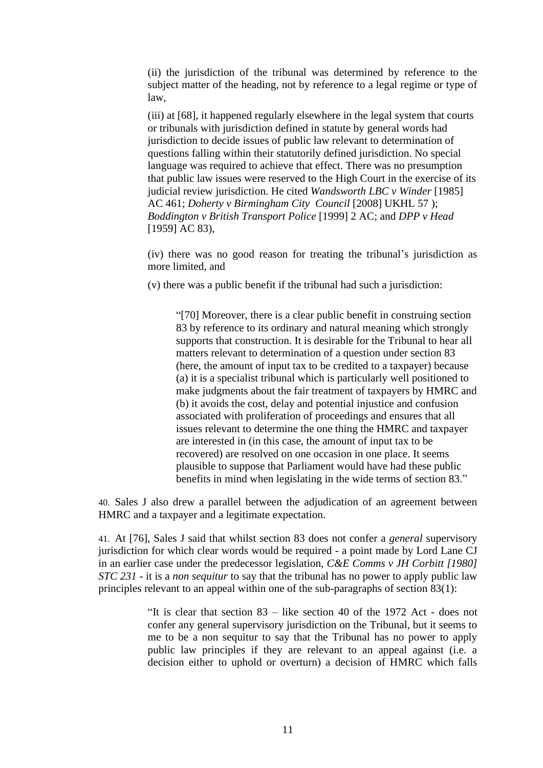(ii) the jurisdiction of the tribunal was determined by reference to the subject matter of the heading, not by reference to a legal regime or type of law,

(iii) at [68], it happened regularly elsewhere in the legal system that courts or tribunals with jurisdiction defined in statute by general words had jurisdiction to decide issues of public law relevant to determination of questions falling within their statutorily defined jurisdiction. No special language was required to achieve that effect. There was no presumption that public law issues were reserved to the High Court in the exercise of its judicial review jurisdiction. He cited *Wandsworth LBC v Winder* [1985] AC 461; *Doherty v Birmingham City Council* [2008] UKHL 57 ); *Boddington v British Transport Police* [1999] 2 AC; and *DPP v Head* [1959] AC 83),

(iv) there was no good reason for treating the tribunal's jurisdiction as more limited, and

(v) there was a public benefit if the tribunal had such a jurisdiction:

> "[70] Moreover, there is a clear public benefit in construing section 83 by reference to its ordinary and natural meaning which strongly supports that construction. It is desirable for the Tribunal to hear all matters relevant to determination of a question under section 83 (here, the amount of input tax to be credited to a taxpayer) because (a) it is a specialist tribunal which is particularly well positioned to make judgments about the fair treatment of taxpayers by HMRC and (b) it avoids the cost, delay and potential injustice and confusion associated with proliferation of proceedings and ensures that all issues relevant to determine the one thing the HMRC and taxpayer are interested in (in this case, the amount of input tax to be recovered) are resolved on one occasion in one place. It seems plausible to suppose that Parliament would have had these public benefits in mind when legislating in the wide terms of section 83."

40. Sales J also drew a parallel between the adjudication of an agreement between HMRC and a taxpayer and a legitimate expectation.

41. At [76], Sales J said that whilst section 83 does not confer a *general* supervisory jurisdiction for which clear words would be required - a point made by Lord Lane CJ in an earlier case under the predecessor legislation, *C&E Comms v JH Corbitt [1980] STC 231* - it is a *non sequitur* to say that the tribunal has no power to apply public law principles relevant to an appeal within one of the sub-paragraphs of section 83(1):

> "It is clear that section 83 – like section 40 of the 1972 Act - does not confer any general supervisory jurisdiction on the Tribunal, but it seems to me to be a non sequitur to say that the Tribunal has no power to apply public law principles if they are relevant to an appeal against (i.e. a decision either to uphold or overturn) a decision of HMRC which falls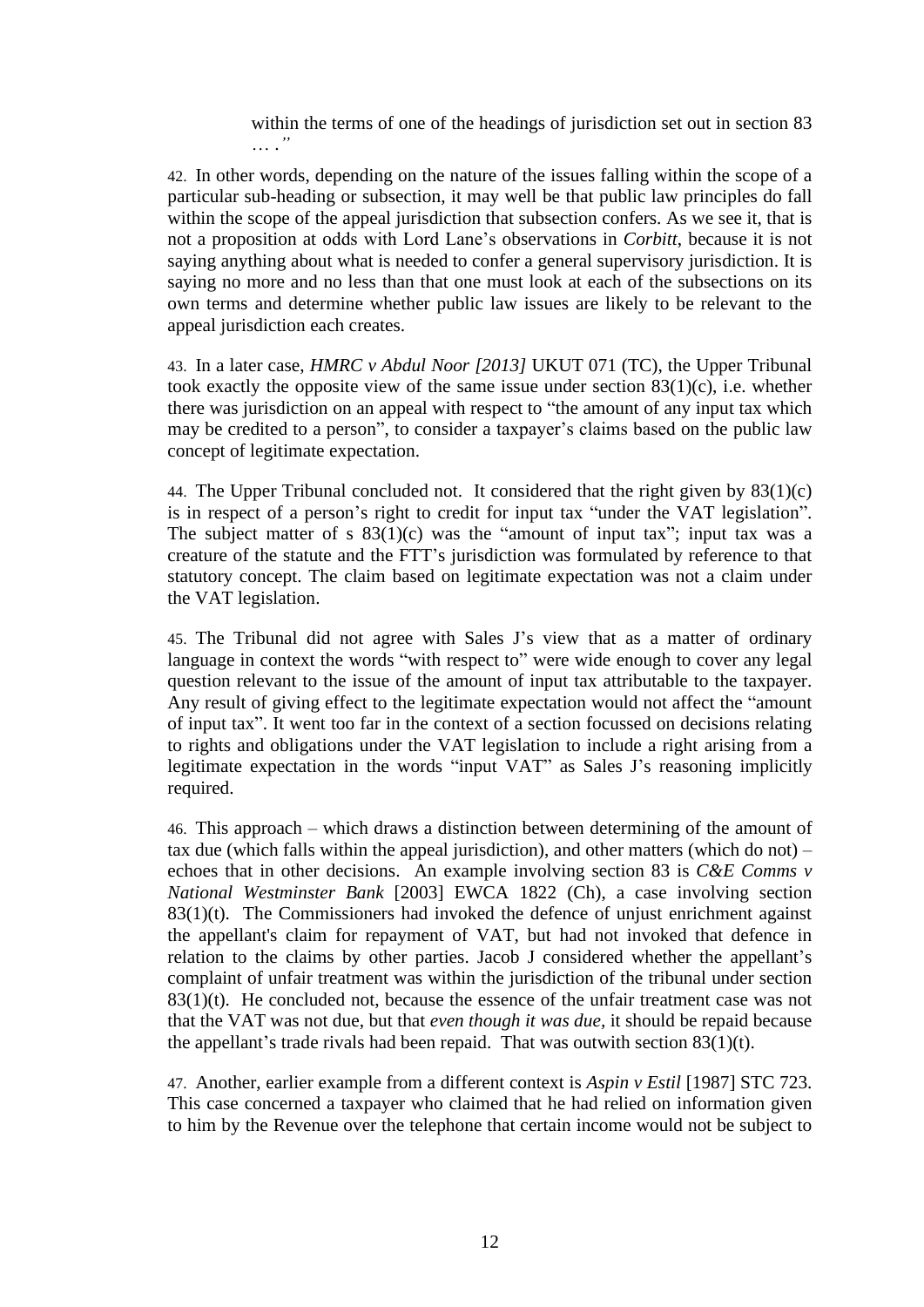> within the terms of one of the headings of jurisdiction set out in section 83 … ."

42. In other words, depending on the nature of the issues falling within the scope of a particular sub-heading or subsection, it may well be that public law principles do fall within the scope of the appeal jurisdiction that subsection confers. As we see it, that is not a proposition at odds with Lord Lane's observations in *Corbitt*, because it is not saying anything about what is needed to confer a general supervisory jurisdiction. It is saying no more and no less than that one must look at each of the subsections on its own terms and determine whether public law issues are likely to be relevant to the appeal jurisdiction each creates.

43. In a later case, *HMRC v Abdul Noor [2013]* UKUT 071 (TC), the Upper Tribunal took exactly the opposite view of the same issue under section 83(1)(c), i.e. whether there was jurisdiction on an appeal with respect to "the amount of any input tax which may be credited to a person", to consider a taxpayer's claims based on the public law concept of legitimate expectation.

44. The Upper Tribunal concluded not. It considered that the right given by 83(1)(c) is in respect of a person's right to credit for input tax "under the VAT legislation". The subject matter of s 83(1)(c) was the "amount of input tax"; input tax was a creature of the statute and the FTT's jurisdiction was formulated by reference to that statutory concept. The claim based on legitimate expectation was not a claim under the VAT legislation.

45. The Tribunal did not agree with Sales J's view that as a matter of ordinary language in context the words "with respect to" were wide enough to cover any legal question relevant to the issue of the amount of input tax attributable to the taxpayer. Any result of giving effect to the legitimate expectation would not affect the "amount of input tax". It went too far in the context of a section focussed on decisions relating to rights and obligations under the VAT legislation to include a right arising from a legitimate expectation in the words "input VAT" as Sales J's reasoning implicitly required.

46. This approach – which draws a distinction between determining of the amount of tax due (which falls within the appeal jurisdiction), and other matters (which do not) – echoes that in other decisions. An example involving section 83 is *C&E Comms v National Westminster Bank* [2003] EWCA 1822 (Ch), a case involving section 83(1)(t). The Commissioners had invoked the defence of unjust enrichment against the appellant's claim for repayment of VAT, but had not invoked that defence in relation to the claims by other parties. Jacob J considered whether the appellant's complaint of unfair treatment was within the jurisdiction of the tribunal under section 83(1)(t). He concluded not, because the essence of the unfair treatment case was not that the VAT was not due, but that *even though it was due,* it should be repaid because the appellant's trade rivals had been repaid. That was outwith section 83(1)(t).

47. Another, earlier example from a different context is *Aspin v Estil* [1987] STC 723. This case concerned a taxpayer who claimed that he had relied on information given to him by the Revenue over the telephone that certain income would not be subject to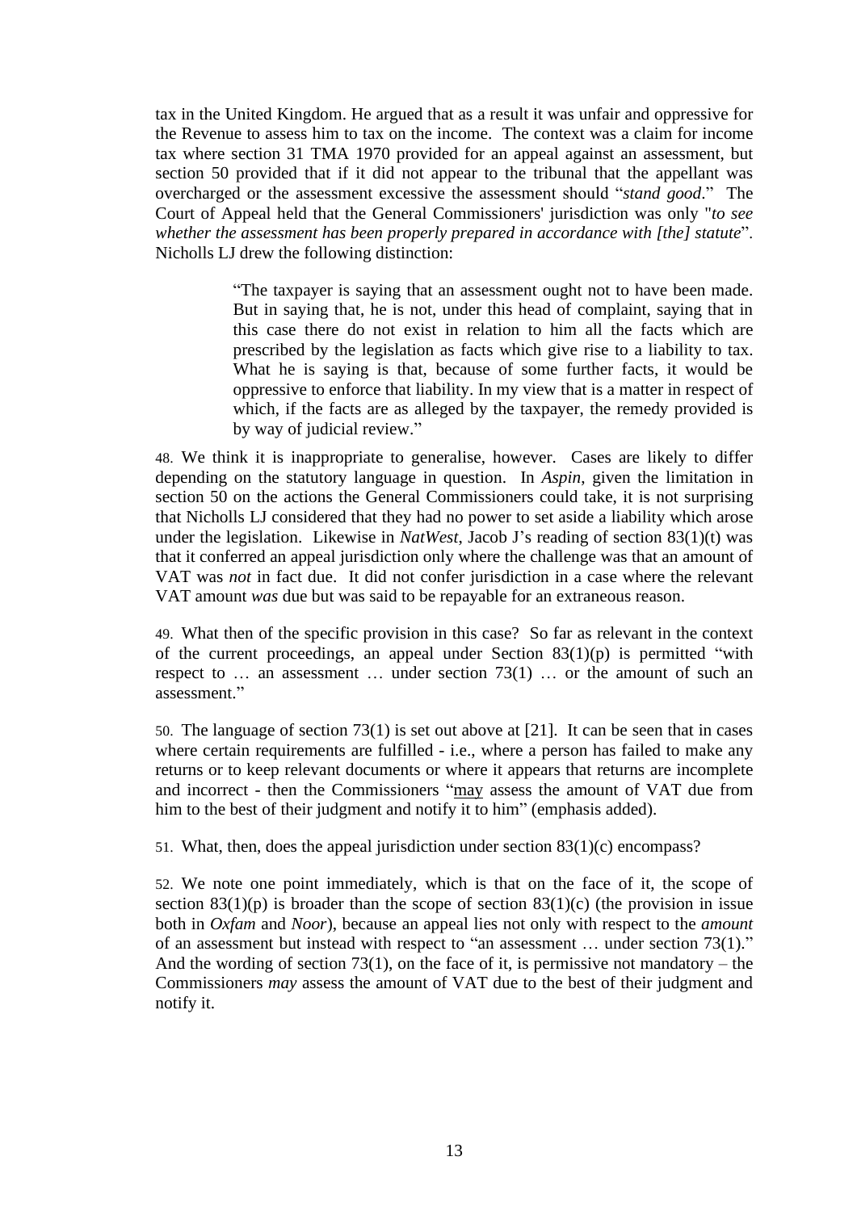tax in the United Kingdom. He argued that as a result it was unfair and oppressive for the Revenue to assess him to tax on the income. The context was a claim for income tax where section 31 TMA 1970 provided for an appeal against an assessment, but section 50 provided that if it did not appear to the tribunal that the appellant was overcharged or the assessment excessive the assessment should "*stand good*." The Court of Appeal held that the General Commissioners' jurisdiction was only "*to see whether the assessment has been properly prepared in accordance with [the] statute*". Nicholls LJ drew the following distinction:

> "The taxpayer is saying that an assessment ought not to have been made. But in saying that, he is not, under this head of complaint, saying that in this case there do not exist in relation to him all the facts which are prescribed by the legislation as facts which give rise to a liability to tax. What he is saying is that, because of some further facts, it would be oppressive to enforce that liability. In my view that is a matter in respect of which, if the facts are as alleged by the taxpayer, the remedy provided is by way of judicial review."

48. We think it is inappropriate to generalise, however. Cases are likely to differ depending on the statutory language in question. In *Aspin*, given the limitation in section 50 on the actions the General Commissioners could take, it is not surprising that Nicholls LJ considered that they had no power to set aside a liability which arose under the legislation. Likewise in *NatWest*, Jacob J's reading of section 83(1)(t) was that it conferred an appeal jurisdiction only where the challenge was that an amount of VAT was *not* in fact due. It did not confer jurisdiction in a case where the relevant VAT amount *was* due but was said to be repayable for an extraneous reason.

49. What then of the specific provision in this case? So far as relevant in the context of the current proceedings, an appeal under Section 83(1)(p) is permitted "with respect to … an assessment … under section 73(1) … or the amount of such an assessment."

50. The language of section 73(1) is set out above at [21]. It can be seen that in cases where certain requirements are fulfilled - i.e., where a person has failed to make any returns or to keep relevant documents or where it appears that returns are incomplete and incorrect - then the Commissioners "<u>may</u> assess the amount of VAT due from him to the best of their judgment and notify it to him" (emphasis added).

51. What, then, does the appeal jurisdiction under section 83(1)(c) encompass?

52. We note one point immediately, which is that on the face of it, the scope of section 83(1)(p) is broader than the scope of section 83(1)(c) (the provision in issue both in *Oxfam* and *Noor*), because an appeal lies not only with respect to the *amount* of an assessment but instead with respect to "an assessment … under section 73(1)." And the wording of section 73(1), on the face of it, is permissive not mandatory – the Commissioners *may* assess the amount of VAT due to the best of their judgment and notify it.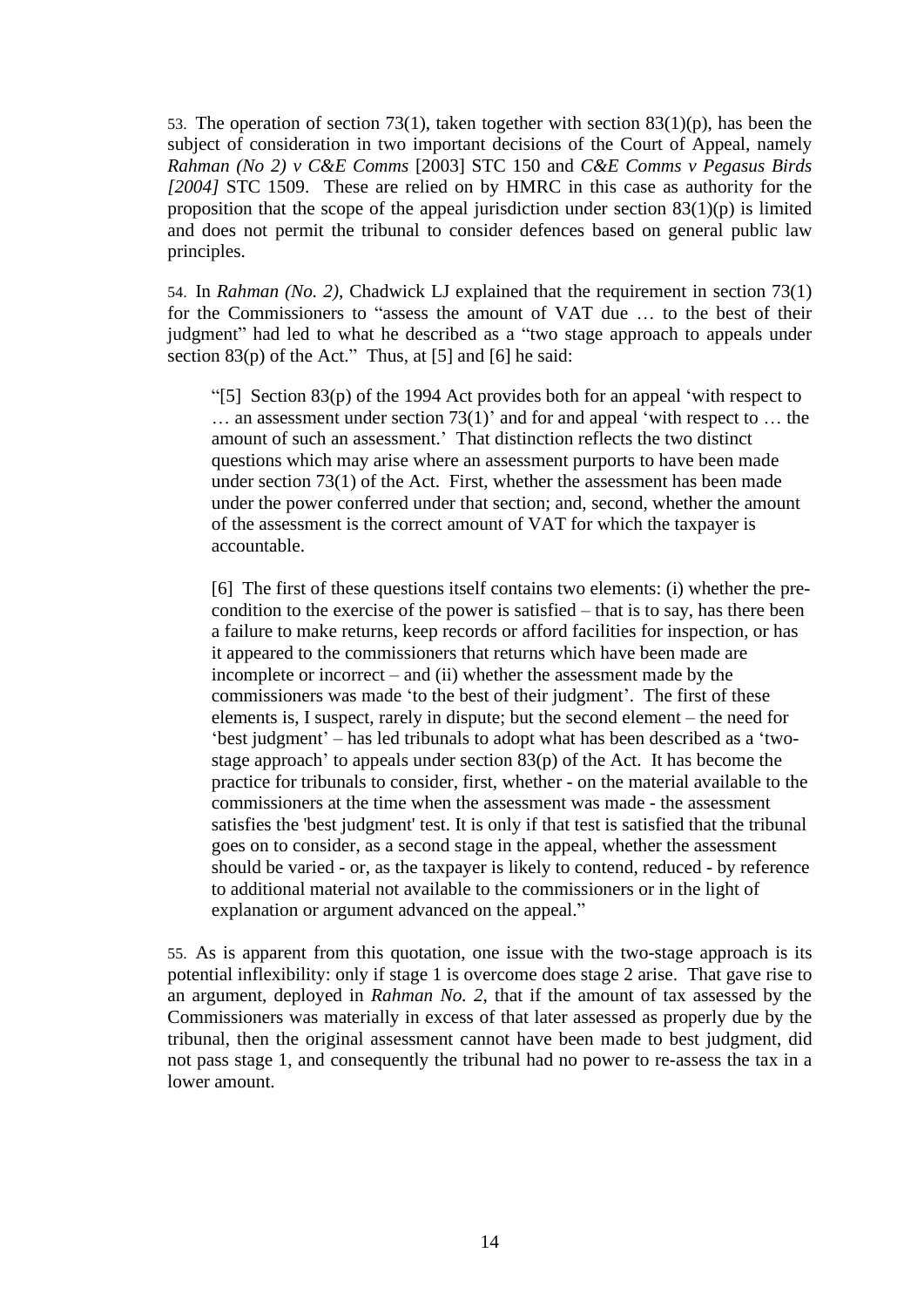53. The operation of section 73(1), taken together with section 83(1)(p), has been the subject of consideration in two important decisions of the Court of Appeal, namely *Rahman (No 2) v C&E Comms* [2003] STC 150 and *C&E Comms v Pegasus Birds [2004]* STC 1509. These are relied on by HMRC in this case as authority for the proposition that the scope of the appeal jurisdiction under section 83(1)(p) is limited and does not permit the tribunal to consider defences based on general public law principles.

54. In *Rahman (No. 2)*, Chadwick LJ explained that the requirement in section 73(1) for the Commissioners to "assess the amount of VAT due … to the best of their judgment" had led to what he described as a "two stage approach to appeals under section 83(p) of the Act." Thus, at [5] and [6] he said:

> "[5] Section 83(p) of the 1994 Act provides both for an appeal 'with respect to … an assessment under section 73(1)' and for and appeal 'with respect to … the amount of such an assessment.' That distinction reflects the two distinct questions which may arise where an assessment purports to have been made under section 73(1) of the Act. First, whether the assessment has been made under the power conferred under that section; and, second, whether the amount of the assessment is the correct amount of VAT for which the taxpayer is accountable.
>
> [6] The first of these questions itself contains two elements: (i) whether the pre-condition to the exercise of the power is satisfied – that is to say, has there been a failure to make returns, keep records or afford facilities for inspection, or has it appeared to the commissioners that returns which have been made are incomplete or incorrect – and (ii) whether the assessment made by the commissioners was made 'to the best of their judgment'. The first of these elements is, I suspect, rarely in dispute; but the second element – the need for 'best judgment' – has led tribunals to adopt what has been described as a 'two-stage approach' to appeals under section 83(p) of the Act. It has become the practice for tribunals to consider, first, whether - on the material available to the commissioners at the time when the assessment was made - the assessment satisfies the 'best judgment' test. It is only if that test is satisfied that the tribunal goes on to consider, as a second stage in the appeal, whether the assessment should be varied - or, as the taxpayer is likely to contend, reduced - by reference to additional material not available to the commissioners or in the light of explanation or argument advanced on the appeal."

55. As is apparent from this quotation, one issue with the two-stage approach is its potential inflexibility: only if stage 1 is overcome does stage 2 arise. That gave rise to an argument, deployed in *Rahman No. 2*, that if the amount of tax assessed by the Commissioners was materially in excess of that later assessed as properly due by the tribunal, then the original assessment cannot have been made to best judgment, did not pass stage 1, and consequently the tribunal had no power to re-assess the tax in a lower amount.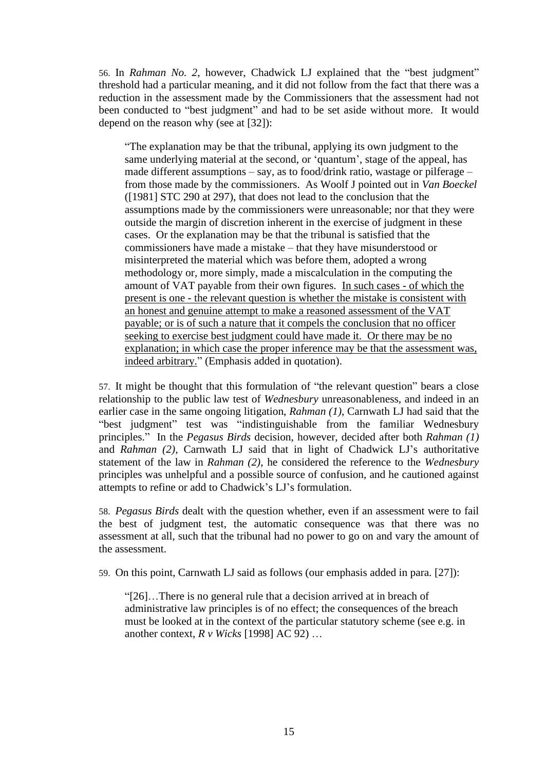56. In *Rahman No. 2*, however, Chadwick LJ explained that the "best judgment" threshold had a particular meaning, and it did not follow from the fact that there was a reduction in the assessment made by the Commissioners that the assessment had not been conducted to "best judgment" and had to be set aside without more. It would depend on the reason why (see at [32]):

> "The explanation may be that the tribunal, applying its own judgment to the same underlying material at the second, or 'quantum', stage of the appeal, has made different assumptions – say, as to food/drink ratio, wastage or pilferage – from those made by the commissioners. As Woolf J pointed out in *Van Boeckel* ([1981] STC 290 at 297), that does not lead to the conclusion that the assumptions made by the commissioners were unreasonable; nor that they were outside the margin of discretion inherent in the exercise of judgment in these cases. Or the explanation may be that the tribunal is satisfied that the commissioners have made a mistake – that they have misunderstood or misinterpreted the material which was before them, adopted a wrong methodology or, more simply, made a miscalculation in the computing the amount of VAT payable from their own figures. <u>In such cases - of which the present is one - the relevant question is whether the mistake is consistent with an honest and genuine attempt to make a reasoned assessment of the VAT payable; or is of such a nature that it compels the conclusion that no officer seeking to exercise best judgment could have made it. Or there may be no explanation; in which case the proper inference may be that the assessment was, indeed arbitrary.</u>" (Emphasis added in quotation).

57. It might be thought that this formulation of "the relevant question" bears a close relationship to the public law test of *Wednesbury* unreasonableness, and indeed in an earlier case in the same ongoing litigation, *Rahman (1)*, Carnwath LJ had said that the "best judgment" test was "indistinguishable from the familiar Wednesbury principles." In the *Pegasus Birds* decision, however, decided after both *Rahman (1)* and *Rahman (2)*, Carnwath LJ said that in light of Chadwick LJ's authoritative statement of the law in *Rahman (2)*, he considered the reference to the *Wednesbury* principles was unhelpful and a possible source of confusion, and he cautioned against attempts to refine or add to Chadwick's LJ's formulation.

58. *Pegasus Birds* dealt with the question whether, even if an assessment were to fail the best of judgment test, the automatic consequence was that there was no assessment at all, such that the tribunal had no power to go on and vary the amount of the assessment.

59. On this point, Carnwath LJ said as follows (our emphasis added in para. [27]):

> "[26]…There is no general rule that a decision arrived at in breach of administrative law principles is of no effect; the consequences of the breach must be looked at in the context of the particular statutory scheme (see e.g. in another context, *R v Wicks* [1998] AC 92) …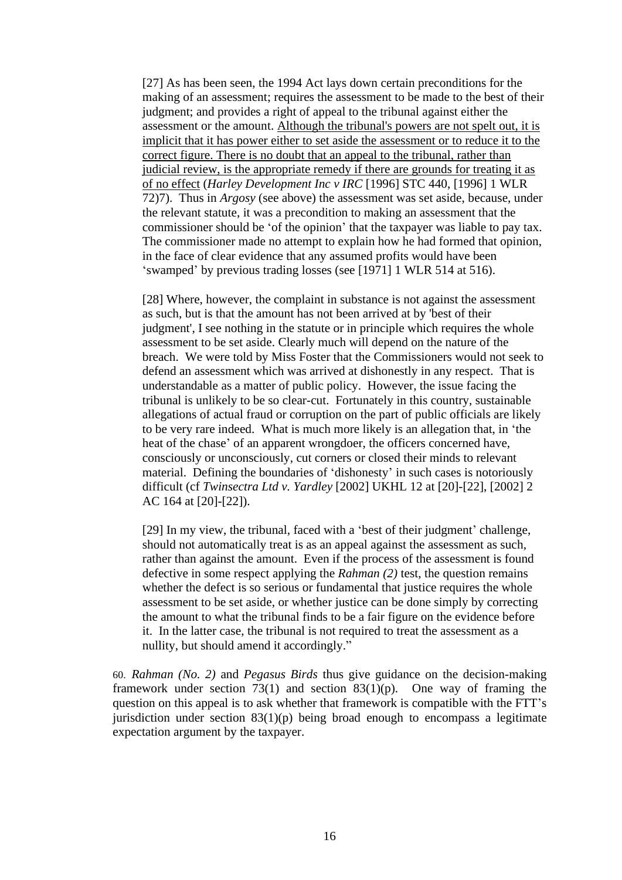[27] As has been seen, the 1994 Act lays down certain preconditions for the making of an assessment; requires the assessment to be made to the best of their judgment; and provides a right of appeal to the tribunal against either the assessment or the amount. <u>Although the tribunal's powers are not spelt out, it is implicit that it has power either to set aside the assessment or to reduce it to the correct figure. There is no doubt that an appeal to the tribunal, rather than judicial review, is the appropriate remedy if there are grounds for treating it as of no effect</u> (*Harley Development Inc v IRC* [1996] STC 440, [1996] 1 WLR 72)7). Thus in *Argosy* (see above) the assessment was set aside, because, under the relevant statute, it was a precondition to making an assessment that the commissioner should be 'of the opinion' that the taxpayer was liable to pay tax. The commissioner made no attempt to explain how he had formed that opinion, in the face of clear evidence that any assumed profits would have been 'swamped' by previous trading losses (see [1971] 1 WLR 514 at 516).

[28] Where, however, the complaint in substance is not against the assessment as such, but is that the amount has not been arrived at by 'best of their judgment', I see nothing in the statute or in principle which requires the whole assessment to be set aside. Clearly much will depend on the nature of the breach. We were told by Miss Foster that the Commissioners would not seek to defend an assessment which was arrived at dishonestly in any respect. That is understandable as a matter of public policy. However, the issue facing the tribunal is unlikely to be so clear-cut. Fortunately in this country, sustainable allegations of actual fraud or corruption on the part of public officials are likely to be very rare indeed. What is much more likely is an allegation that, in 'the heat of the chase' of an apparent wrongdoer, the officers concerned have, consciously or unconsciously, cut corners or closed their minds to relevant material. Defining the boundaries of 'dishonesty' in such cases is notoriously difficult (cf *Twinsectra Ltd v. Yardley* [2002] UKHL 12 at [20]-[22], [2002] 2 AC 164 at [20]-[22]).

[29] In my view, the tribunal, faced with a 'best of their judgment' challenge, should not automatically treat is as an appeal against the assessment as such, rather than against the amount. Even if the process of the assessment is found defective in some respect applying the *Rahman (2)* test, the question remains whether the defect is so serious or fundamental that justice requires the whole assessment to be set aside, or whether justice can be done simply by correcting the amount to what the tribunal finds to be a fair figure on the evidence before it. In the latter case, the tribunal is not required to treat the assessment as a nullity, but should amend it accordingly."

60. *Rahman (No. 2)* and *Pegasus Birds* thus give guidance on the decision-making framework under section 73(1) and section 83(1)(p). One way of framing the question on this appeal is to ask whether that framework is compatible with the FTT's jurisdiction under section 83(1)(p) being broad enough to encompass a legitimate expectation argument by the taxpayer.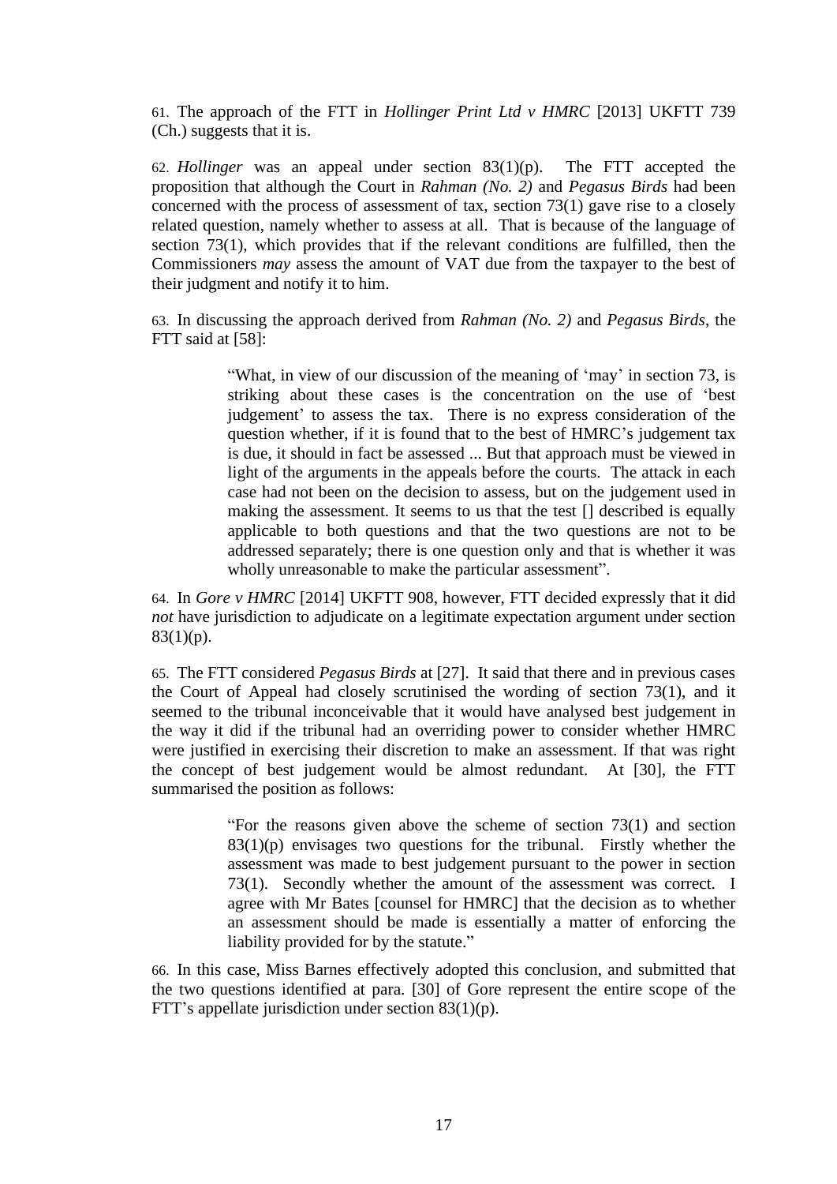61. The approach of the FTT in *Hollinger Print Ltd v HMRC* [2013] UKFTT 739 (Ch.) suggests that it is.

62. *Hollinger* was an appeal under section 83(1)(p). The FTT accepted the proposition that although the Court in *Rahman (No. 2)* and *Pegasus Birds* had been concerned with the process of assessment of tax, section 73(1) gave rise to a closely related question, namely whether to assess at all. That is because of the language of section 73(1), which provides that if the relevant conditions are fulfilled, then the Commissioners *may* assess the amount of VAT due from the taxpayer to the best of their judgment and notify it to him.

63. In discussing the approach derived from *Rahman (No. 2)* and *Pegasus Birds*, the FTT said at [58]:

> "What, in view of our discussion of the meaning of 'may' in section 73, is striking about these cases is the concentration on the use of 'best judgement' to assess the tax. There is no express consideration of the question whether, if it is found that to the best of HMRC's judgement tax is due, it should in fact be assessed ... But that approach must be viewed in light of the arguments in the appeals before the courts. The attack in each case had not been on the decision to assess, but on the judgement used in making the assessment. It seems to us that the test [] described is equally applicable to both questions and that the two questions are not to be addressed separately; there is one question only and that is whether it was wholly unreasonable to make the particular assessment".

64. In *Gore v HMRC* [2014] UKFTT 908, however, FTT decided expressly that it did *not* have jurisdiction to adjudicate on a legitimate expectation argument under section 83(1)(p).

65. The FTT considered *Pegasus Birds* at [27]. It said that there and in previous cases the Court of Appeal had closely scrutinised the wording of section 73(1), and it seemed to the tribunal inconceivable that it would have analysed best judgement in the way it did if the tribunal had an overriding power to consider whether HMRC were justified in exercising their discretion to make an assessment. If that was right the concept of best judgement would be almost redundant. At [30], the FTT summarised the position as follows:

> "For the reasons given above the scheme of section 73(1) and section 83(1)(p) envisages two questions for the tribunal. Firstly whether the assessment was made to best judgement pursuant to the power in section 73(1). Secondly whether the amount of the assessment was correct. I agree with Mr Bates [counsel for HMRC] that the decision as to whether an assessment should be made is essentially a matter of enforcing the liability provided for by the statute."

66. In this case, Miss Barnes effectively adopted this conclusion, and submitted that the two questions identified at para. [30] of Gore represent the entire scope of the FTT's appellate jurisdiction under section 83(1)(p).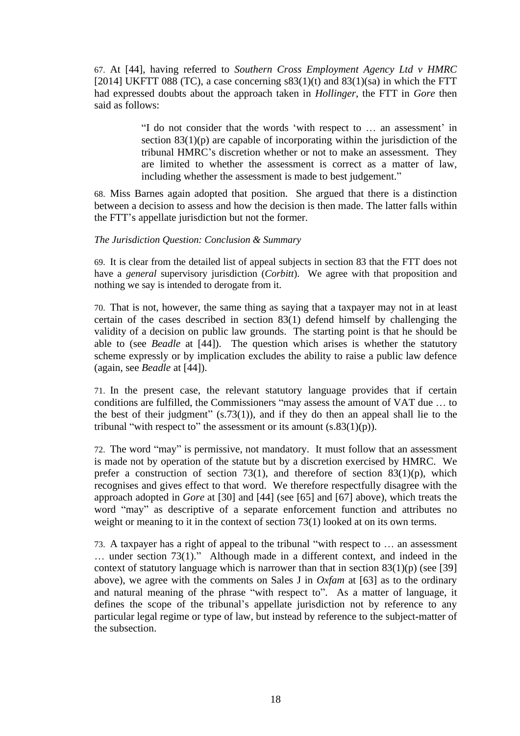67. At [44], having referred to *Southern Cross Employment Agency Ltd v HMRC* [2014] UKFTT 088 (TC), a case concerning s83(1)(t) and 83(1)(sa) in which the FTT had expressed doubts about the approach taken in *Hollinger*, the FTT in *Gore* then said as follows:

> "I do not consider that the words 'with respect to … an assessment' in section 83(1)(p) are capable of incorporating within the jurisdiction of the tribunal HMRC's discretion whether or not to make an assessment. They are limited to whether the assessment is correct as a matter of law, including whether the assessment is made to best judgement."

68. Miss Barnes again adopted that position. She argued that there is a distinction between a decision to assess and how the decision is then made. The latter falls within the FTT's appellate jurisdiction but not the former.

*The Jurisdiction Question: Conclusion & Summary*

69. It is clear from the detailed list of appeal subjects in section 83 that the FTT does not have a *general* supervisory jurisdiction (*Corbitt*). We agree with that proposition and nothing we say is intended to derogate from it.

70. That is not, however, the same thing as saying that a taxpayer may not in at least certain of the cases described in section 83(1) defend himself by challenging the validity of a decision on public law grounds. The starting point is that he should be able to (see *Beadle* at [44]). The question which arises is whether the statutory scheme expressly or by implication excludes the ability to raise a public law defence (again, see *Beadle* at [44]).

71. In the present case, the relevant statutory language provides that if certain conditions are fulfilled, the Commissioners "may assess the amount of VAT due … to the best of their judgment" (s.73(1)), and if they do then an appeal shall lie to the tribunal "with respect to" the assessment or its amount (s.83(1)(p)).

72. The word "may" is permissive, not mandatory. It must follow that an assessment is made not by operation of the statute but by a discretion exercised by HMRC. We prefer a construction of section 73(1), and therefore of section 83(1)(p), which recognises and gives effect to that word. We therefore respectfully disagree with the approach adopted in *Gore* at [30] and [44] (see [65] and [67] above), which treats the word "may" as descriptive of a separate enforcement function and attributes no weight or meaning to it in the context of section 73(1) looked at on its own terms.

73. A taxpayer has a right of appeal to the tribunal "with respect to … an assessment … under section 73(1)." Although made in a different context, and indeed in the context of statutory language which is narrower than that in section 83(1)(p) (see [39] above), we agree with the comments on Sales J in *Oxfam* at [63] as to the ordinary and natural meaning of the phrase "with respect to". As a matter of language, it defines the scope of the tribunal's appellate jurisdiction not by reference to any particular legal regime or type of law, but instead by reference to the subject-matter of the subsection.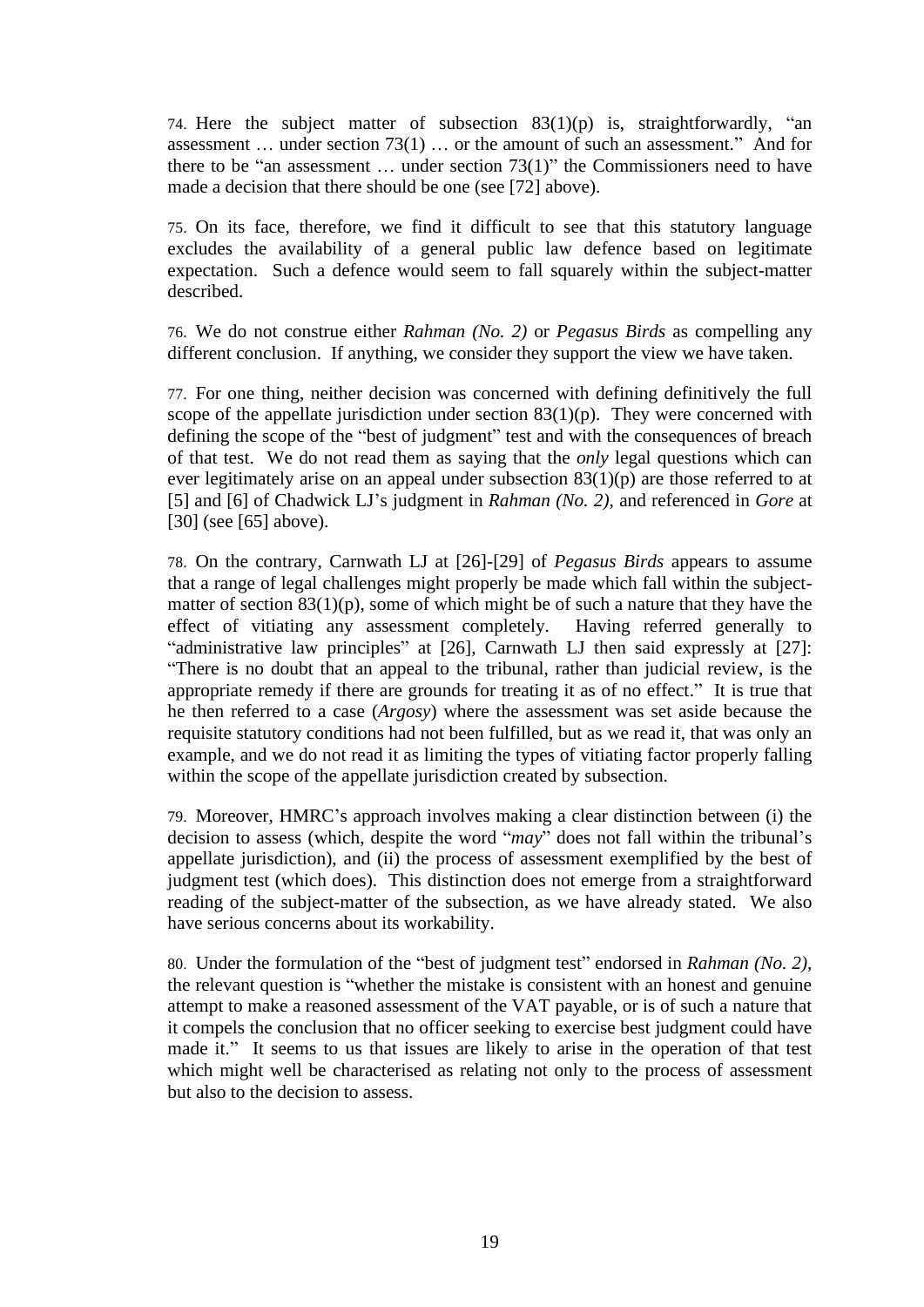74. Here the subject matter of subsection 83(1)(p) is, straightforwardly, "an assessment … under section 73(1) … or the amount of such an assessment." And for there to be "an assessment … under section 73(1)" the Commissioners need to have made a decision that there should be one (see [72] above).

75. On its face, therefore, we find it difficult to see that this statutory language excludes the availability of a general public law defence based on legitimate expectation. Such a defence would seem to fall squarely within the subject-matter described.

76. We do not construe either *Rahman (No. 2)* or *Pegasus Birds* as compelling any different conclusion. If anything, we consider they support the view we have taken.

77. For one thing, neither decision was concerned with defining definitively the full scope of the appellate jurisdiction under section 83(1)(p). They were concerned with defining the scope of the "best of judgment" test and with the consequences of breach of that test. We do not read them as saying that the *only* legal questions which can ever legitimately arise on an appeal under subsection 83(1)(p) are those referred to at [5] and [6] of Chadwick LJ's judgment in *Rahman (No. 2)*, and referenced in *Gore* at [30] (see [65] above).

78. On the contrary, Carnwath LJ at [26]-[29] of *Pegasus Birds* appears to assume that a range of legal challenges might properly be made which fall within the subject-matter of section 83(1)(p), some of which might be of such a nature that they have the effect of vitiating any assessment completely. Having referred generally to "administrative law principles" at [26], Carnwath LJ then said expressly at [27]: "There is no doubt that an appeal to the tribunal, rather than judicial review, is the appropriate remedy if there are grounds for treating it as of no effect." It is true that he then referred to a case (*Argosy*) where the assessment was set aside because the requisite statutory conditions had not been fulfilled, but as we read it, that was only an example, and we do not read it as limiting the types of vitiating factor properly falling within the scope of the appellate jurisdiction created by subsection.

79. Moreover, HMRC's approach involves making a clear distinction between (i) the decision to assess (which, despite the word "*may*" does not fall within the tribunal's appellate jurisdiction), and (ii) the process of assessment exemplified by the best of judgment test (which does). This distinction does not emerge from a straightforward reading of the subject-matter of the subsection, as we have already stated. We also have serious concerns about its workability.

80. Under the formulation of the "best of judgment test" endorsed in *Rahman (No. 2)*, the relevant question is "whether the mistake is consistent with an honest and genuine attempt to make a reasoned assessment of the VAT payable, or is of such a nature that it compels the conclusion that no officer seeking to exercise best judgment could have made it." It seems to us that issues are likely to arise in the operation of that test which might well be characterised as relating not only to the process of assessment but also to the decision to assess.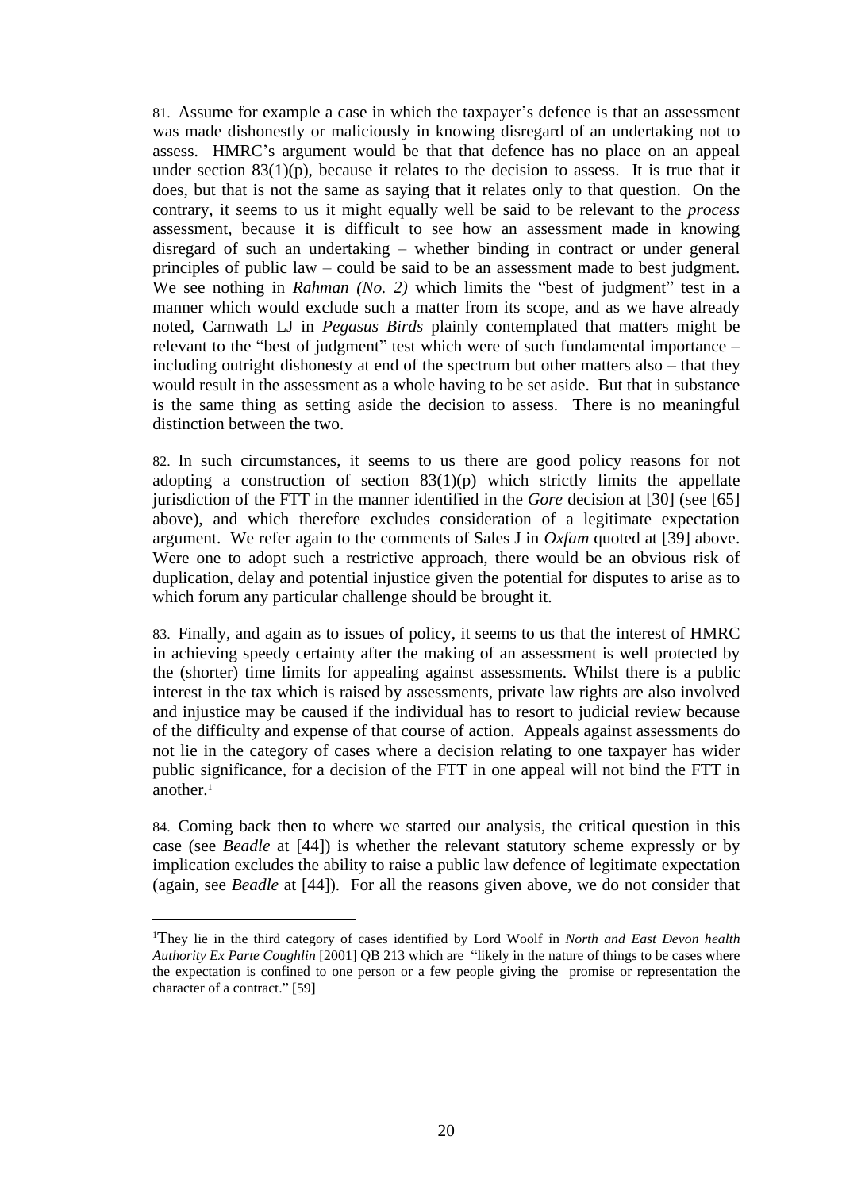81. Assume for example a case in which the taxpayer's defence is that an assessment was made dishonestly or maliciously in knowing disregard of an undertaking not to assess. HMRC's argument would be that that defence has no place on an appeal under section 83(1)(p), because it relates to the decision to assess. It is true that it does, but that is not the same as saying that it relates only to that question. On the contrary, it seems to us it might equally well be said to be relevant to the *process* assessment, because it is difficult to see how an assessment made in knowing disregard of such an undertaking – whether binding in contract or under general principles of public law – could be said to be an assessment made to best judgment. We see nothing in *Rahman (No. 2)* which limits the "best of judgment" test in a manner which would exclude such a matter from its scope, and as we have already noted, Carnwath LJ in *Pegasus Birds* plainly contemplated that matters might be relevant to the "best of judgment" test which were of such fundamental importance – including outright dishonesty at end of the spectrum but other matters also – that they would result in the assessment as a whole having to be set aside. But that in substance is the same thing as setting aside the decision to assess. There is no meaningful distinction between the two.

82. In such circumstances, it seems to us there are good policy reasons for not adopting a construction of section 83(1)(p) which strictly limits the appellate jurisdiction of the FTT in the manner identified in the *Gore* decision at [30] (see [65] above), and which therefore excludes consideration of a legitimate expectation argument. We refer again to the comments of Sales J in *Oxfam* quoted at [39] above. Were one to adopt such a restrictive approach, there would be an obvious risk of duplication, delay and potential injustice given the potential for disputes to arise as to which forum any particular challenge should be brought it.

83. Finally, and again as to issues of policy, it seems to us that the interest of HMRC in achieving speedy certainty after the making of an assessment is well protected by the (shorter) time limits for appealing against assessments. Whilst there is a public interest in the tax which is raised by assessments, private law rights are also involved and injustice may be caused if the individual has to resort to judicial review because of the difficulty and expense of that course of action. Appeals against assessments do not lie in the category of cases where a decision relating to one taxpayer has wider public significance, for a decision of the FTT in one appeal will not bind the FTT in another.[1]

84. Coming back then to where we started our analysis, the critical question in this case (see *Beadle* at [44]) is whether the relevant statutory scheme expressly or by implication excludes the ability to raise a public law defence of legitimate expectation (again, see *Beadle* at [44]). For all the reasons given above, we do not consider that

---

[1] They lie in the third category of cases identified by Lord Woolf in *North and East Devon health Authority Ex Parte Coughlin* [2001] QB 213 which are "likely in the nature of things to be cases where the expectation is confined to one person or a few people giving the promise or representation the character of a contract." [59]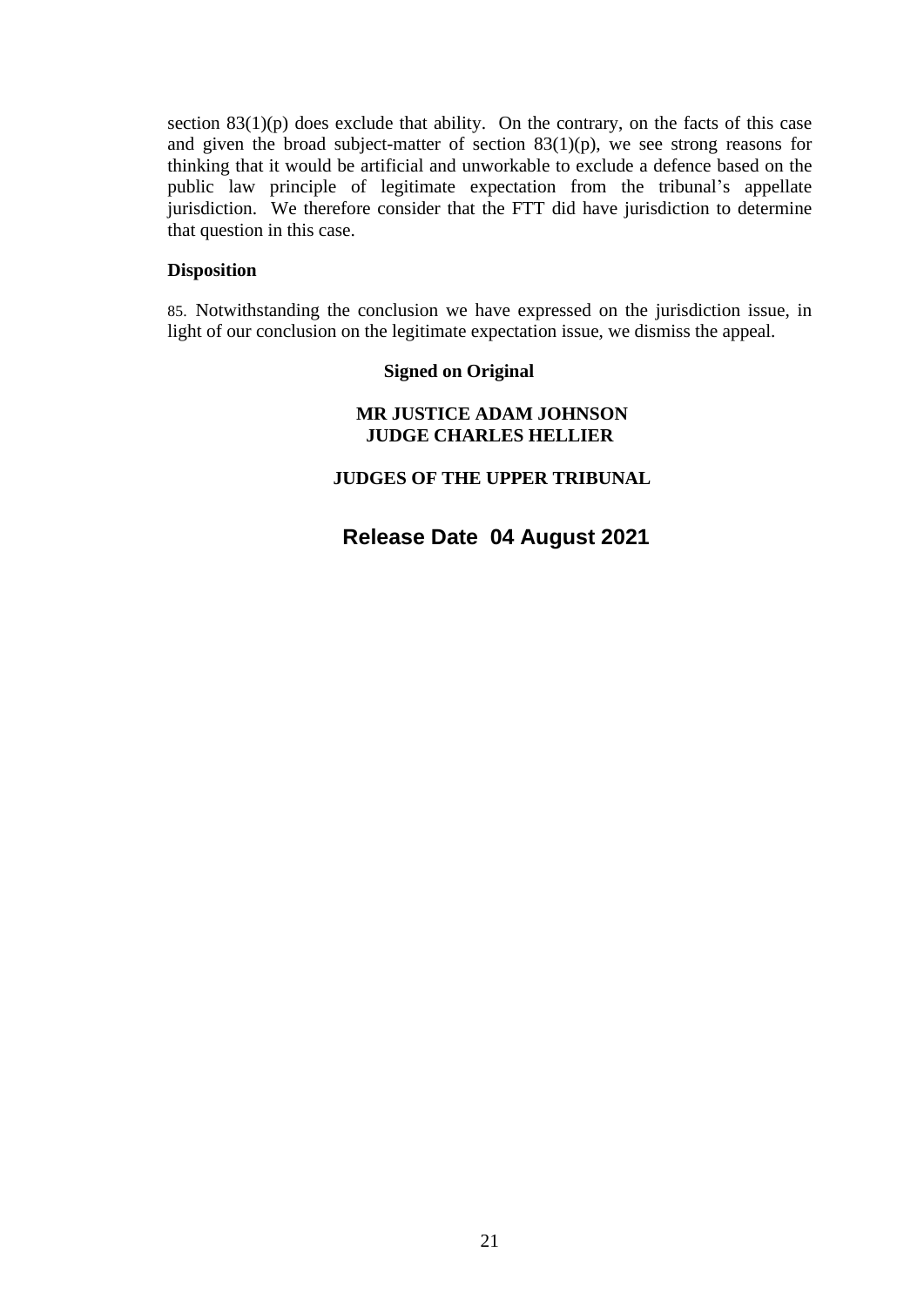section 83(1)(p) does exclude that ability. On the contrary, on the facts of this case and given the broad subject-matter of section 83(1)(p), we see strong reasons for thinking that it would be artificial and unworkable to exclude a defence based on the public law principle of legitimate expectation from the tribunal's appellate jurisdiction. We therefore consider that the FTT did have jurisdiction to determine that question in this case.

**Disposition**

85. Notwithstanding the conclusion we have expressed on the jurisdiction issue, in light of our conclusion on the legitimate expectation issue, we dismiss the appeal.

**Signed on Original**

**MR JUSTICE ADAM JOHNSON**
**JUDGE CHARLES HELLIER**

**JUDGES OF THE UPPER TRIBUNAL**

**Release Date 04 August 2021**